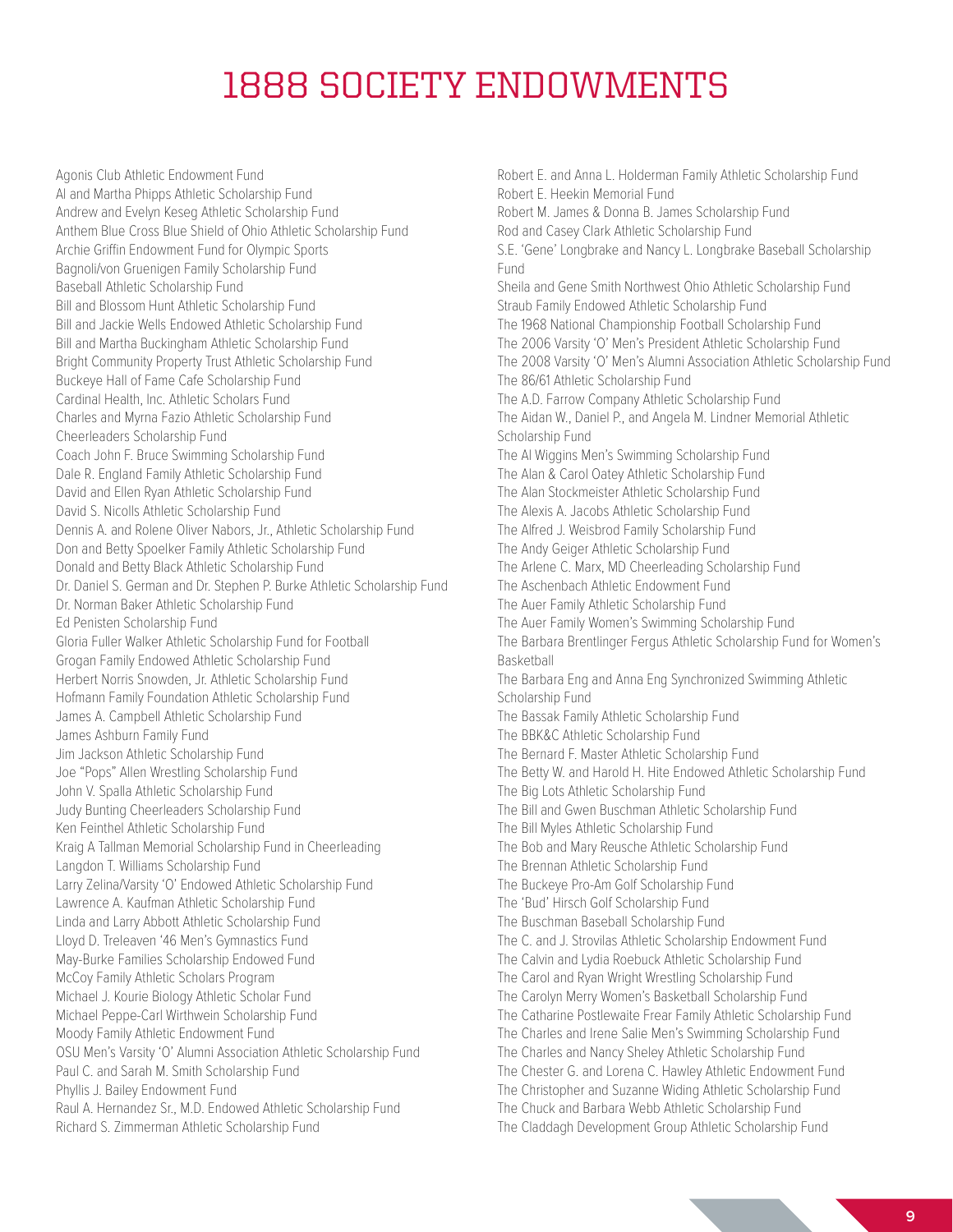# 1888 SOCIETY ENDOWMENTS

Agonis Club Athletic Endowment Fund
Al and Martha Phipps Athletic Scholarship Fund
Andrew and Evelyn Keseg Athletic Scholarship Fund
Anthem Blue Cross Blue Shield of Ohio Athletic Scholarship Fund
Archie Griffin Endowment Fund for Olympic Sports
Bagnoli/von Gruenigen Family Scholarship Fund
Baseball Athletic Scholarship Fund
Bill and Blossom Hunt Athletic Scholarship Fund
Bill and Jackie Wells Endowed Athletic Scholarship Fund
Bill and Martha Buckingham Athletic Scholarship Fund
Bright Community Property Trust Athletic Scholarship Fund
Buckeye Hall of Fame Cafe Scholarship Fund
Cardinal Health, Inc. Athletic Scholars Fund
Charles and Myrna Fazio Athletic Scholarship Fund
Cheerleaders Scholarship Fund
Coach John F. Bruce Swimming Scholarship Fund
Dale R. England Family Athletic Scholarship Fund
David and Ellen Ryan Athletic Scholarship Fund
David S. Nicolls Athletic Scholarship Fund
Dennis A. and Rolene Oliver Nabors, Jr., Athletic Scholarship Fund
Don and Betty Spoelker Family Athletic Scholarship Fund
Donald and Betty Black Athletic Scholarship Fund
Dr. Daniel S. German and Dr. Stephen P. Burke Athletic Scholarship Fund
Dr. Norman Baker Athletic Scholarship Fund
Ed Penisten Scholarship Fund
Gloria Fuller Walker Athletic Scholarship Fund for Football
Grogan Family Endowed Athletic Scholarship Fund
Herbert Norris Snowden, Jr. Athletic Scholarship Fund
Hofmann Family Foundation Athletic Scholarship Fund
James A. Campbell Athletic Scholarship Fund
James Ashburn Family Fund
Jim Jackson Athletic Scholarship Fund
Joe "Pops" Allen Wrestling Scholarship Fund
John V. Spalla Athletic Scholarship Fund
Judy Bunting Cheerleaders Scholarship Fund
Ken Feinthel Athletic Scholarship Fund
Kraig A Tallman Memorial Scholarship Fund in Cheerleading
Langdon T. Williams Scholarship Fund
Larry Zelina/Varsity 'O' Endowed Athletic Scholarship Fund
Lawrence A. Kaufman Athletic Scholarship Fund
Linda and Larry Abbott Athletic Scholarship Fund
Lloyd D. Treleaven '46 Men's Gymnastics Fund
May-Burke Families Scholarship Endowed Fund
McCoy Family Athletic Scholars Program
Michael J. Kourie Biology Athletic Scholar Fund
Michael Peppe-Carl Wirthwein Scholarship Fund
Moody Family Athletic Endowment Fund
OSU Men's Varsity 'O' Alumni Association Athletic Scholarship Fund
Paul C. and Sarah M. Smith Scholarship Fund
Phyllis J. Bailey Endowment Fund
Raul A. Hernandez Sr., M.D. Endowed Athletic Scholarship Fund
Richard S. Zimmerman Athletic Scholarship Fund
Robert E. and Anna L. Holderman Family Athletic Scholarship Fund
Robert E. Heekin Memorial Fund
Robert M. James & Donna B. James Scholarship Fund
Rod and Casey Clark Athletic Scholarship Fund
S.E. 'Gene' Longbrake and Nancy L. Longbrake Baseball Scholarship Fund
Sheila and Gene Smith Northwest Ohio Athletic Scholarship Fund
Straub Family Endowed Athletic Scholarship Fund
The 1968 National Championship Football Scholarship Fund
The 2006 Varsity 'O' Men's President Athletic Scholarship Fund
The 2008 Varsity 'O' Men's Alumni Association Athletic Scholarship Fund
The 86/61 Athletic Scholarship Fund
The A.D. Farrow Company Athletic Scholarship Fund
The Aidan W., Daniel P., and Angela M. Lindner Memorial Athletic Scholarship Fund
The Al Wiggins Men's Swimming Scholarship Fund
The Alan & Carol Oatey Athletic Scholarship Fund
The Alan Stockmeister Athletic Scholarship Fund
The Alexis A. Jacobs Athletic Scholarship Fund
The Alfred J. Weisbrod Family Scholarship Fund
The Andy Geiger Athletic Scholarship Fund
The Arlene C. Marx, MD Cheerleading Scholarship Fund
The Aschenbach Athletic Endowment Fund
The Auer Family Athletic Scholarship Fund
The Auer Family Women's Swimming Scholarship Fund
The Barbara Brentlinger Fergus Athletic Scholarship Fund for Women's Basketball
The Barbara Eng and Anna Eng Synchronized Swimming Athletic Scholarship Fund
The Bassak Family Athletic Scholarship Fund
The BBK&C Athletic Scholarship Fund
The Bernard F. Master Athletic Scholarship Fund
The Betty W. and Harold H. Hite Endowed Athletic Scholarship Fund
The Big Lots Athletic Scholarship Fund
The Bill and Gwen Buschman Athletic Scholarship Fund
The Bill Myles Athletic Scholarship Fund
The Bob and Mary Reusche Athletic Scholarship Fund
The Brennan Athletic Scholarship Fund
The Buckeye Pro-Am Golf Scholarship Fund
The 'Bud' Hirsch Golf Scholarship Fund
The Buschman Baseball Scholarship Fund
The C. and J. Strovilas Athletic Scholarship Endowment Fund
The Calvin and Lydia Roebuck Athletic Scholarship Fund
The Carol and Ryan Wright Wrestling Scholarship Fund
The Carolyn Merry Women's Basketball Scholarship Fund
The Catharine Postlewaite Frear Family Athletic Scholarship Fund
The Charles and Irene Salie Men's Swimming Scholarship Fund
The Charles and Nancy Sheley Athletic Scholarship Fund
The Chester G. and Lorena C. Hawley Athletic Endowment Fund
The Christopher and Suzanne Widing Athletic Scholarship Fund
The Chuck and Barbara Webb Athletic Scholarship Fund
The Claddagh Development Group Athletic Scholarship Fund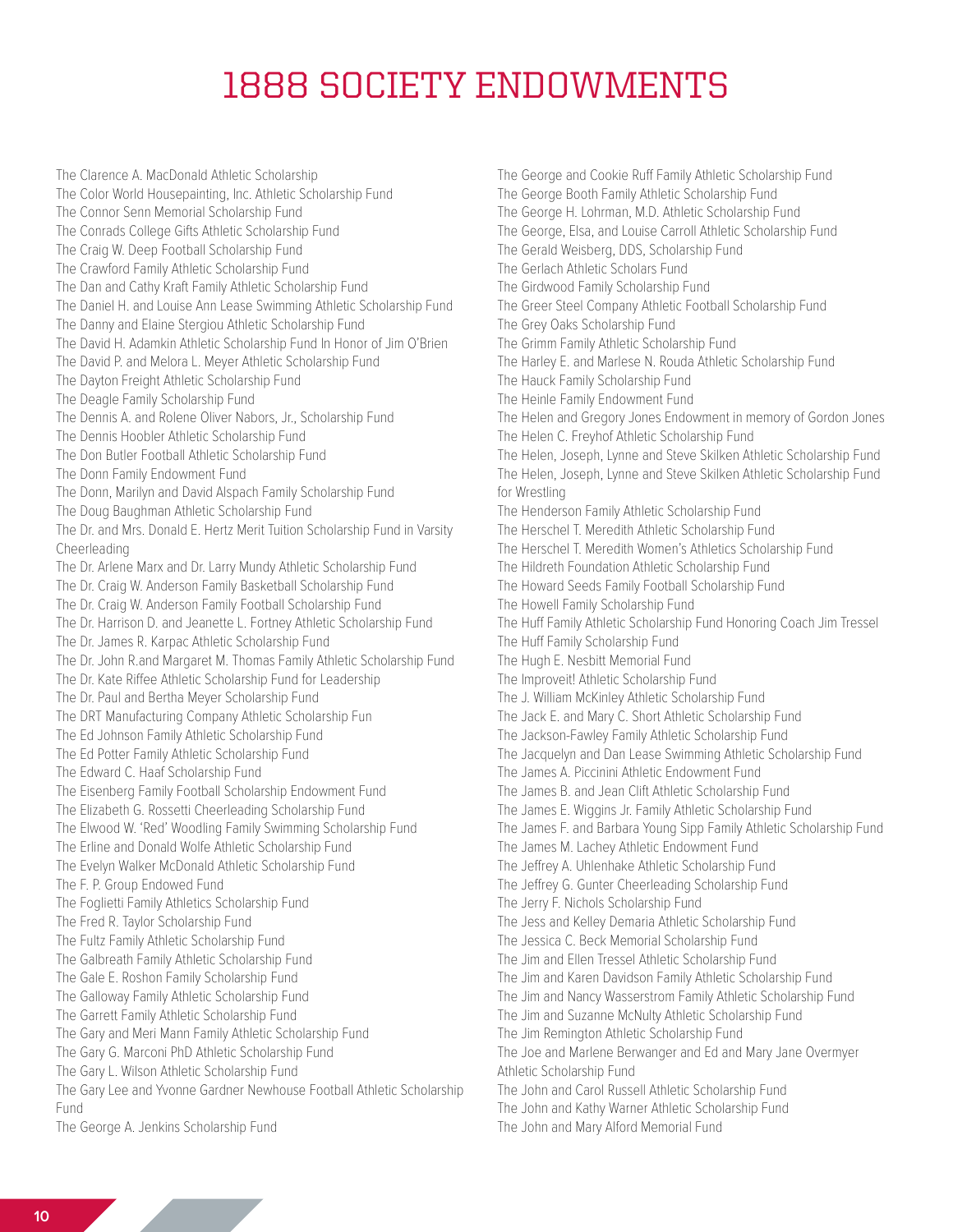# 1888 SOCIETY ENDOWMENTS

The Clarence A. MacDonald Athletic Scholarship
The Color World Housepainting, Inc. Athletic Scholarship Fund
The Connor Senn Memorial Scholarship Fund
The Conrads College Gifts Athletic Scholarship Fund
The Craig W. Deep Football Scholarship Fund
The Crawford Family Athletic Scholarship Fund
The Dan and Cathy Kraft Family Athletic Scholarship Fund
The Daniel H. and Louise Ann Lease Swimming Athletic Scholarship Fund
The Danny and Elaine Stergiou Athletic Scholarship Fund
The David H. Adamkin Athletic Scholarship Fund In Honor of Jim O'Brien
The David P. and Melora L. Meyer Athletic Scholarship Fund
The Dayton Freight Athletic Scholarship Fund
The Deagle Family Scholarship Fund
The Dennis A. and Rolene Oliver Nabors, Jr., Scholarship Fund
The Dennis Hoobler Athletic Scholarship Fund
The Don Butler Football Athletic Scholarship Fund
The Donn Family Endowment Fund
The Donn, Marilyn and David Alspach Family Scholarship Fund
The Doug Baughman Athletic Scholarship Fund
The Dr. and Mrs. Donald E. Hertz Merit Tuition Scholarship Fund in Varsity Cheerleading
The Dr. Arlene Marx and Dr. Larry Mundy Athletic Scholarship Fund
The Dr. Craig W. Anderson Family Basketball Scholarship Fund
The Dr. Craig W. Anderson Family Football Scholarship Fund
The Dr. Harrison D. and Jeanette L. Fortney Athletic Scholarship Fund
The Dr. James R. Karpac Athletic Scholarship Fund
The Dr. John R.and Margaret M. Thomas Family Athletic Scholarship Fund
The Dr. Kate Riffee Athletic Scholarship Fund for Leadership
The Dr. Paul and Bertha Meyer Scholarship Fund
The DRT Manufacturing Company Athletic Scholarship Fun
The Ed Johnson Family Athletic Scholarship Fund
The Ed Potter Family Athletic Scholarship Fund
The Edward C. Haaf Scholarship Fund
The Eisenberg Family Football Scholarship Endowment Fund
The Elizabeth G. Rossetti Cheerleading Scholarship Fund
The Elwood W. 'Red' Woodling Family Swimming Scholarship Fund
The Erline and Donald Wolfe Athletic Scholarship Fund
The Evelyn Walker McDonald Athletic Scholarship Fund
The F. P. Group Endowed Fund
The Foglietti Family Athletics Scholarship Fund
The Fred R. Taylor Scholarship Fund
The Fultz Family Athletic Scholarship Fund
The Galbreath Family Athletic Scholarship Fund
The Gale E. Roshon Family Scholarship Fund
The Galloway Family Athletic Scholarship Fund
The Garrett Family Athletic Scholarship Fund
The Gary and Meri Mann Family Athletic Scholarship Fund
The Gary G. Marconi PhD Athletic Scholarship Fund
The Gary L. Wilson Athletic Scholarship Fund
The Gary Lee and Yvonne Gardner Newhouse Football Athletic Scholarship Fund
The George A. Jenkins Scholarship Fund
The George and Cookie Ruff Family Athletic Scholarship Fund
The George Booth Family Athletic Scholarship Fund
The George H. Lohrman, M.D. Athletic Scholarship Fund
The George, Elsa, and Louise Carroll Athletic Scholarship Fund
The Gerald Weisberg, DDS, Scholarship Fund
The Gerlach Athletic Scholars Fund
The Girdwood Family Scholarship Fund
The Greer Steel Company Athletic Football Scholarship Fund
The Grey Oaks Scholarship Fund
The Grimm Family Athletic Scholarship Fund
The Harley E. and Marlese N. Rouda Athletic Scholarship Fund
The Hauck Family Scholarship Fund
The Heinle Family Endowment Fund
The Helen and Gregory Jones Endowment in memory of Gordon Jones
The Helen C. Freyhof Athletic Scholarship Fund
The Helen, Joseph, Lynne and Steve Skilken Athletic Scholarship Fund
The Helen, Joseph, Lynne and Steve Skilken Athletic Scholarship Fund for Wrestling
The Henderson Family Athletic Scholarship Fund
The Herschel T. Meredith Athletic Scholarship Fund
The Herschel T. Meredith Women's Athletics Scholarship Fund
The Hildreth Foundation Athletic Scholarship Fund
The Howard Seeds Family Football Scholarship Fund
The Howell Family Scholarship Fund
The Huff Family Athletic Scholarship Fund Honoring Coach Jim Tressel
The Huff Family Scholarship Fund
The Hugh E. Nesbitt Memorial Fund
The Improveit! Athletic Scholarship Fund
The J. William McKinley Athletic Scholarship Fund
The Jack E. and Mary C. Short Athletic Scholarship Fund
The Jackson-Fawley Family Athletic Scholarship Fund
The Jacquelyn and Dan Lease Swimming Athletic Scholarship Fund
The James A. Piccinini Athletic Endowment Fund
The James B. and Jean Clift Athletic Scholarship Fund
The James E. Wiggins Jr. Family Athletic Scholarship Fund
The James F. and Barbara Young Sipp Family Athletic Scholarship Fund
The James M. Lachey Athletic Endowment Fund
The Jeffrey A. Uhlenhake Athletic Scholarship Fund
The Jeffrey G. Gunter Cheerleading Scholarship Fund
The Jerry F. Nichols Scholarship Fund
The Jess and Kelley Demaria Athletic Scholarship Fund
The Jessica C. Beck Memorial Scholarship Fund
The Jim and Ellen Tressel Athletic Scholarship Fund
The Jim and Karen Davidson Family Athletic Scholarship Fund
The Jim and Nancy Wasserstrom Family Athletic Scholarship Fund
The Jim and Suzanne McNulty Athletic Scholarship Fund
The Jim Remington Athletic Scholarship Fund
The Joe and Marlene Berwanger and Ed and Mary Jane Overmyer Athletic Scholarship Fund
The John and Carol Russell Athletic Scholarship Fund
The John and Kathy Warner Athletic Scholarship Fund
The John and Mary Alford Memorial Fund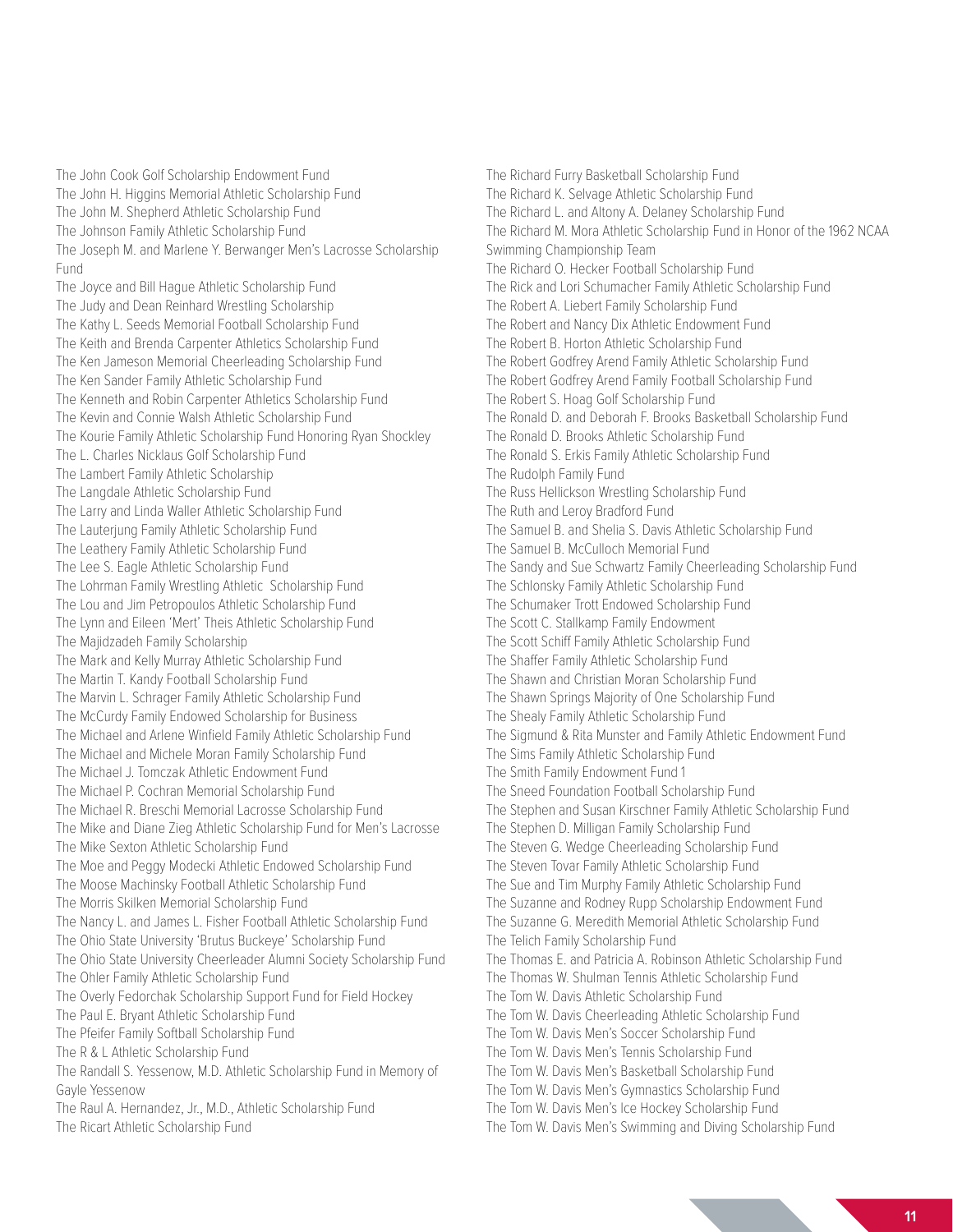The John Cook Golf Scholarship Endowment Fund
The John H. Higgins Memorial Athletic Scholarship Fund
The John M. Shepherd Athletic Scholarship Fund
The Johnson Family Athletic Scholarship Fund
The Joseph M. and Marlene Y. Berwanger Men's Lacrosse Scholarship Fund
The Joyce and Bill Hague Athletic Scholarship Fund
The Judy and Dean Reinhard Wrestling Scholarship
The Kathy L. Seeds Memorial Football Scholarship Fund
The Keith and Brenda Carpenter Athletics Scholarship Fund
The Ken Jameson Memorial Cheerleading Scholarship Fund
The Ken Sander Family Athletic Scholarship Fund
The Kenneth and Robin Carpenter Athletics Scholarship Fund
The Kevin and Connie Walsh Athletic Scholarship Fund
The Kourie Family Athletic Scholarship Fund Honoring Ryan Shockley
The L. Charles Nicklaus Golf Scholarship Fund
The Lambert Family Athletic Scholarship
The Langdale Athletic Scholarship Fund
The Larry and Linda Waller Athletic Scholarship Fund
The Lauterjung Family Athletic Scholarship Fund
The Leathery Family Athletic Scholarship Fund
The Lee S. Eagle Athletic Scholarship Fund
The Lohrman Family Wrestling Athletic Scholarship Fund
The Lou and Jim Petropoulos Athletic Scholarship Fund
The Lynn and Eileen 'Mert' Theis Athletic Scholarship Fund
The Majidzadeh Family Scholarship
The Mark and Kelly Murray Athletic Scholarship Fund
The Martin T. Kandy Football Scholarship Fund
The Marvin L. Schrager Family Athletic Scholarship Fund
The McCurdy Family Endowed Scholarship for Business
The Michael and Arlene Winfield Family Athletic Scholarship Fund
The Michael and Michele Moran Family Scholarship Fund
The Michael J. Tomczak Athletic Endowment Fund
The Michael P. Cochran Memorial Scholarship Fund
The Michael R. Breschi Memorial Lacrosse Scholarship Fund
The Mike and Diane Zieg Athletic Scholarship Fund for Men's Lacrosse
The Mike Sexton Athletic Scholarship Fund
The Moe and Peggy Modecki Athletic Endowed Scholarship Fund
The Moose Machinsky Football Athletic Scholarship Fund
The Morris Skilken Memorial Scholarship Fund
The Nancy L. and James L. Fisher Football Athletic Scholarship Fund
The Ohio State University 'Brutus Buckeye' Scholarship Fund
The Ohio State University Cheerleader Alumni Society Scholarship Fund
The Ohler Family Athletic Scholarship Fund
The Overly Fedorchak Scholarship Support Fund for Field Hockey
The Paul E. Bryant Athletic Scholarship Fund
The Pfeifer Family Softball Scholarship Fund
The R & L Athletic Scholarship Fund
The Randall S. Yessenow, M.D. Athletic Scholarship Fund in Memory of Gayle Yessenow
The Raul A. Hernandez, Jr., M.D., Athletic Scholarship Fund
The Ricart Athletic Scholarship Fund
The Richard Furry Basketball Scholarship Fund
The Richard K. Selvage Athletic Scholarship Fund
The Richard L. and Altony A. Delaney Scholarship Fund
The Richard M. Mora Athletic Scholarship Fund in Honor of the 1962 NCAA Swimming Championship Team
The Richard O. Hecker Football Scholarship Fund
The Rick and Lori Schumacher Family Athletic Scholarship Fund
The Robert A. Liebert Family Scholarship Fund
The Robert and Nancy Dix Athletic Endowment Fund
The Robert B. Horton Athletic Scholarship Fund
The Robert Godfrey Arend Family Athletic Scholarship Fund
The Robert Godfrey Arend Family Football Scholarship Fund
The Robert S. Hoag Golf Scholarship Fund
The Ronald D. and Deborah F. Brooks Basketball Scholarship Fund
The Ronald D. Brooks Athletic Scholarship Fund
The Ronald S. Erkis Family Athletic Scholarship Fund
The Rudolph Family Fund
The Russ Hellickson Wrestling Scholarship Fund
The Ruth and Leroy Bradford Fund
The Samuel B. and Shelia S. Davis Athletic Scholarship Fund
The Samuel B. McCulloch Memorial Fund
The Sandy and Sue Schwartz Family Cheerleading Scholarship Fund
The Schlonsky Family Athletic Scholarship Fund
The Schumaker Trott Endowed Scholarship Fund
The Scott C. Stallkamp Family Endowment
The Scott Schiff Family Athletic Scholarship Fund
The Shaffer Family Athletic Scholarship Fund
The Shawn and Christian Moran Scholarship Fund
The Shawn Springs Majority of One Scholarship Fund
The Shealy Family Athletic Scholarship Fund
The Sigmund & Rita Munster and Family Athletic Endowment Fund
The Sims Family Athletic Scholarship Fund
The Smith Family Endowment Fund 1
The Sneed Foundation Football Scholarship Fund
The Stephen and Susan Kirschner Family Athletic Scholarship Fund
The Stephen D. Milligan Family Scholarship Fund
The Steven G. Wedge Cheerleading Scholarship Fund
The Steven Tovar Family Athletic Scholarship Fund
The Sue and Tim Murphy Family Athletic Scholarship Fund
The Suzanne and Rodney Rupp Scholarship Endowment Fund
The Suzanne G. Meredith Memorial Athletic Scholarship Fund
The Telich Family Scholarship Fund
The Thomas E. and Patricia A. Robinson Athletic Scholarship Fund
The Thomas W. Shulman Tennis Athletic Scholarship Fund
The Tom W. Davis Athletic Scholarship Fund
The Tom W. Davis Cheerleading Athletic Scholarship Fund
The Tom W. Davis Men's Soccer Scholarship Fund
The Tom W. Davis Men's Tennis Scholarship Fund
The Tom W. Davis Men's Basketball Scholarship Fund
The Tom W. Davis Men's Gymnastics Scholarship Fund
The Tom W. Davis Men's Ice Hockey Scholarship Fund
The Tom W. Davis Men's Swimming and Diving Scholarship Fund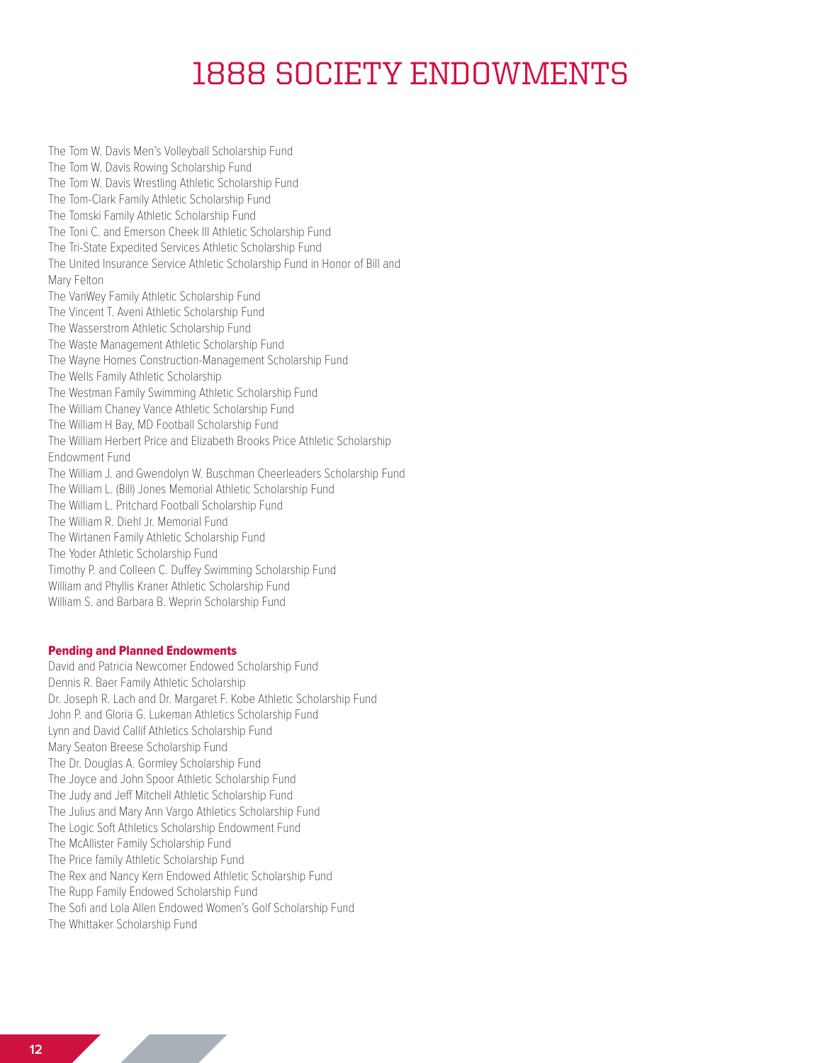# 1888 SOCIETY ENDOWMENTS

The Tom W. Davis Men's Volleyball Scholarship Fund
The Tom W. Davis Rowing Scholarship Fund
The Tom W. Davis Wrestling Athletic Scholarship Fund
The Tom-Clark Family Athletic Scholarship Fund
The Tomski Family Athletic Scholarship Fund
The Toni C. and Emerson Cheek III Athletic Scholarship Fund
The Tri-State Expedited Services Athletic Scholarship Fund
The United Insurance Service Athletic Scholarship Fund in Honor of Bill and Mary Felton
The VanWey Family Athletic Scholarship Fund
The Vincent T. Aveni Athletic Scholarship Fund
The Wasserstrom Athletic Scholarship Fund
The Waste Management Athletic Scholarship Fund
The Wayne Homes Construction-Management Scholarship Fund
The Wells Family Athletic Scholarship
The Westman Family Swimming Athletic Scholarship Fund
The William Chaney Vance Athletic Scholarship Fund
The William H Bay, MD Football Scholarship Fund
The William Herbert Price and Elizabeth Brooks Price Athletic Scholarship Endowment Fund
The William J. and Gwendolyn W. Buschman Cheerleaders Scholarship Fund
The William L. (Bill) Jones Memorial Athletic Scholarship Fund
The William L. Pritchard Football Scholarship Fund
The William R. Diehl Jr. Memorial Fund
The Wirtanen Family Athletic Scholarship Fund
The Yoder Athletic Scholarship Fund
Timothy P. and Colleen C. Duffey Swimming Scholarship Fund
William and Phyllis Kraner Athletic Scholarship Fund
William S. and Barbara B. Weprin Scholarship Fund

**Pending and Planned Endowments**

David and Patricia Newcomer Endowed Scholarship Fund
Dennis R. Baer Family Athletic Scholarship
Dr. Joseph R. Lach and Dr. Margaret F. Kobe Athletic Scholarship Fund
John P. and Gloria G. Lukeman Athletics Scholarship Fund
Lynn and David Callif Athletics Scholarship Fund
Mary Seaton Breese Scholarship Fund
The Dr. Douglas A. Gormley Scholarship Fund
The Joyce and John Spoor Athletic Scholarship Fund
The Judy and Jeff Mitchell Athletic Scholarship Fund
The Julius and Mary Ann Vargo Athletics Scholarship Fund
The Logic Soft Athletics Scholarship Endowment Fund
The McAllister Family Scholarship Fund
The Price family Athletic Scholarship Fund
The Rex and Nancy Kern Endowed Athletic Scholarship Fund
The Rupp Family Endowed Scholarship Fund
The Sofi and Lola Allen Endowed Women's Golf Scholarship Fund
The Whittaker Scholarship Fund